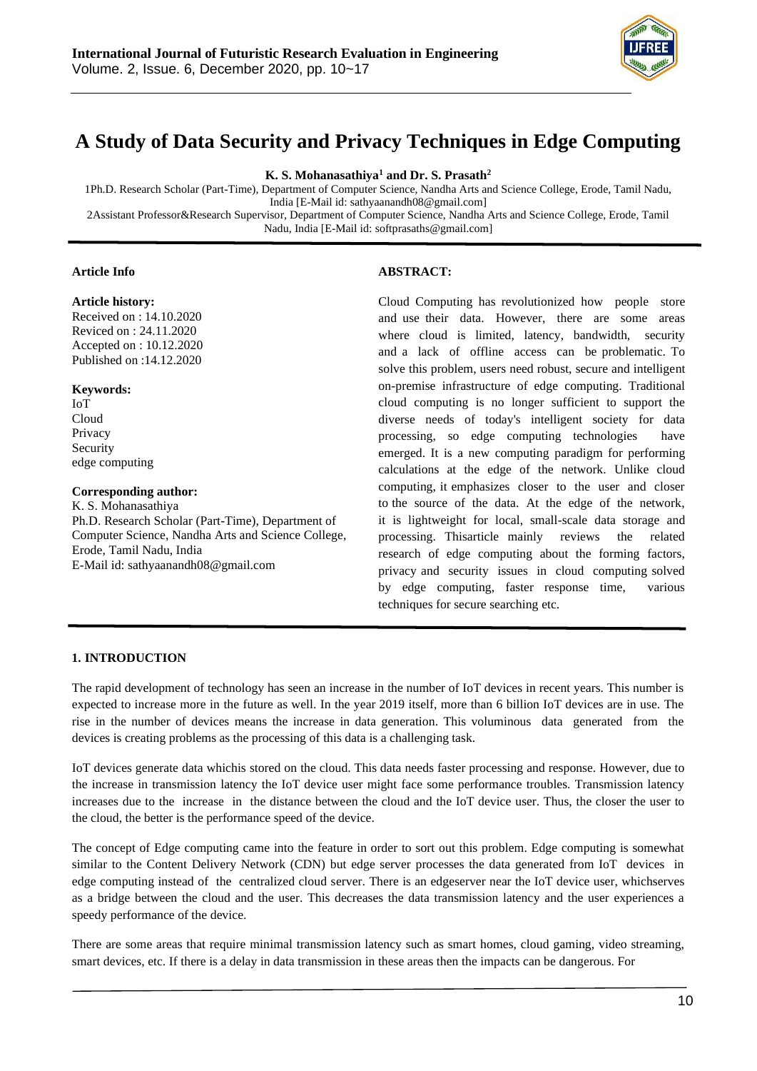# A Study of Data Security and Privacy Techniques in Edge Computing

**K. S. Mohanasathiya[1] and Dr. S. Prasath[2]**

1Ph.D. Research Scholar (Part-Time), Department of Computer Science, Nandha Arts and Science College, Erode, Tamil Nadu, India [E-Mail id: sathyaanandh08@gmail.com]

2Assistant Professor&Research Supervisor, Department of Computer Science, Nandha Arts and Science College, Erode, Tamil Nadu, India [E-Mail id: softprasaths@gmail.com]

**Article Info**

**Article history:**
Received on : 14.10.2020
Reviced on : 24.11.2020
Accepted on : 10.12.2020
Published on :14.12.2020

**Keywords:**
IoT
Cloud
Privacy
Security
edge computing

**Corresponding author:**
K. S. Mohanasathiya
Ph.D. Research Scholar (Part-Time), Department of Computer Science, Nandha Arts and Science College, Erode, Tamil Nadu, India
E-Mail id: sathyaanandh08@gmail.com

**ABSTRACT:**

Cloud Computing has revolutionized how people store and use their data. However, there are some areas where cloud is limited, latency, bandwidth, security and a lack of offline access can be problematic. To solve this problem, users need robust, secure and intelligent on-premise infrastructure of edge computing. Traditional cloud computing is no longer sufficient to support the diverse needs of today's intelligent society for data processing, so edge computing technologies have emerged. It is a new computing paradigm for performing calculations at the edge of the network. Unlike cloud computing, it emphasizes closer to the user and closer to the source of the data. At the edge of the network, it is lightweight for local, small-scale data storage and processing. Thisarticle mainly reviews the related research of edge computing about the forming factors, privacy and security issues in cloud computing solved by edge computing, faster response time, various techniques for secure searching etc.

## 1. INTRODUCTION

The rapid development of technology has seen an increase in the number of IoT devices in recent years. This number is expected to increase more in the future as well. In the year 2019 itself, more than 6 billion IoT devices are in use. The rise in the number of devices means the increase in data generation. This voluminous data generated from the devices is creating problems as the processing of this data is a challenging task.

IoT devices generate data whichis stored on the cloud. This data needs faster processing and response. However, due to the increase in transmission latency the IoT device user might face some performance troubles. Transmission latency increases due to the increase in the distance between the cloud and the IoT device user. Thus, the closer the user to the cloud, the better is the performance speed of the device.

The concept of Edge computing came into the feature in order to sort out this problem. Edge computing is somewhat similar to the Content Delivery Network (CDN) but edge server processes the data generated from IoT devices in edge computing instead of the centralized cloud server. There is an edgeserver near the IoT device user, whichserves as a bridge between the cloud and the user. This decreases the data transmission latency and the user experiences a speedy performance of the device.

There are some areas that require minimal transmission latency such as smart homes, cloud gaming, video streaming, smart devices, etc. If there is a delay in data transmission in these areas then the impacts can be dangerous. For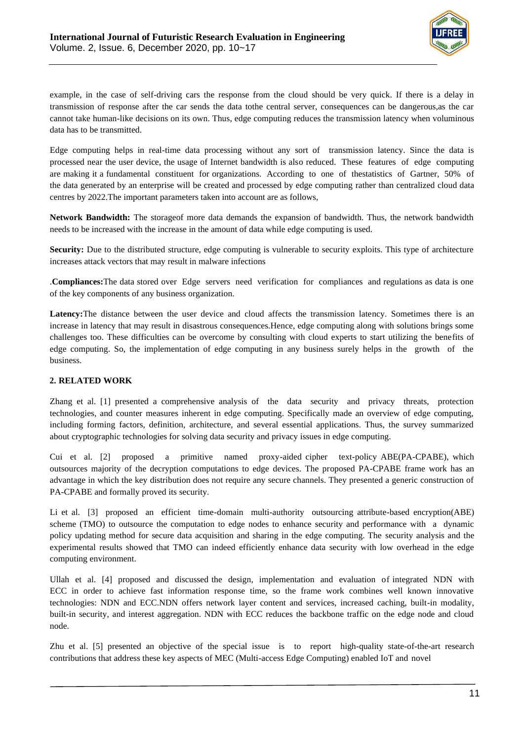example, in the case of self-driving cars the response from the cloud should be very quick. If there is a delay in transmission of response after the car sends the data tothe central server, consequences can be dangerous,as the car cannot take human-like decisions on its own. Thus, edge computing reduces the transmission latency when voluminous data has to be transmitted.

Edge computing helps in real-time data processing without any sort of transmission latency. Since the data is processed near the user device, the usage of Internet bandwidth is also reduced. These features of edge computing are making it a fundamental constituent for organizations. According to one of thestatistics of Gartner, 50% of the data generated by an enterprise will be created and processed by edge computing rather than centralized cloud data centres by 2022.The important parameters taken into account are as follows,

**Network Bandwidth:** The storageof more data demands the expansion of bandwidth. Thus, the network bandwidth needs to be increased with the increase in the amount of data while edge computing is used.

**Security:** Due to the distributed structure, edge computing is vulnerable to security exploits. This type of architecture increases attack vectors that may result in malware infections

.**Compliances:**The data stored over Edge servers need verification for compliances and regulations as data is one of the key components of any business organization.

**Latency:**The distance between the user device and cloud affects the transmission latency. Sometimes there is an increase in latency that may result in disastrous consequences.Hence, edge computing along with solutions brings some challenges too. These difficulties can be overcome by consulting with cloud experts to start utilizing the benefits of edge computing. So, the implementation of edge computing in any business surely helps in the growth of the business.

## 2. RELATED WORK

Zhang et al. [1] presented a comprehensive analysis of the data security and privacy threats, protection technologies, and counter measures inherent in edge computing. Specifically made an overview of edge computing, including forming factors, definition, architecture, and several essential applications. Thus, the survey summarized about cryptographic technologies for solving data security and privacy issues in edge computing.

Cui et al. [2] proposed a primitive named proxy-aided cipher text-policy ABE(PA-CPABE), which outsources majority of the decryption computations to edge devices. The proposed PA-CPABE frame work has an advantage in which the key distribution does not require any secure channels. They presented a generic construction of PA-CPABE and formally proved its security.

Li et al. [3] proposed an efficient time-domain multi-authority outsourcing attribute-based encryption(ABE) scheme (TMO) to outsource the computation to edge nodes to enhance security and performance with a dynamic policy updating method for secure data acquisition and sharing in the edge computing. The security analysis and the experimental results showed that TMO can indeed efficiently enhance data security with low overhead in the edge computing environment.

Ullah et al. [4] proposed and discussed the design, implementation and evaluation of integrated NDN with ECC in order to achieve fast information response time, so the frame work combines well known innovative technologies: NDN and ECC.NDN offers network layer content and services, increased caching, built-in modality, built-in security, and interest aggregation. NDN with ECC reduces the backbone traffic on the edge node and cloud node.

Zhu et al. [5] presented an objective of the special issue is to report high-quality state-of-the-art research contributions that address these key aspects of MEC (Multi-access Edge Computing) enabled IoT and novel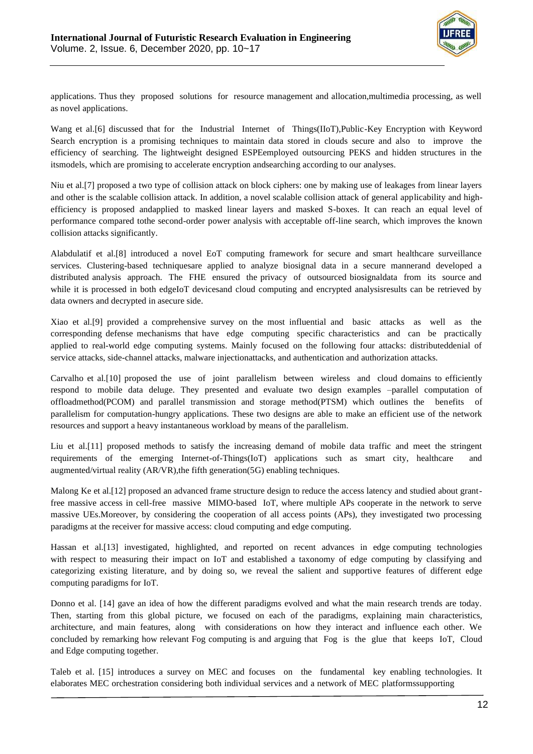applications. Thus they proposed solutions for resource management and allocation,multimedia processing, as well as novel applications.

Wang et al.[6] discussed that for the Industrial Internet of Things(IIoT),Public-Key Encryption with Keyword Search encryption is a promising techniques to maintain data stored in clouds secure and also to improve the efficiency of searching. The lightweight designed ESPEemployed outsourcing PEKS and hidden structures in the itsmodels, which are promising to accelerate encryption andsearching according to our analyses.

Niu et al.[7] proposed a two type of collision attack on block ciphers: one by making use of leakages from linear layers and other is the scalable collision attack. In addition, a novel scalable collision attack of general applicability and high-efficiency is proposed andapplied to masked linear layers and masked S-boxes. It can reach an equal level of performance compared tothe second-order power analysis with acceptable off-line search, which improves the known collision attacks significantly.

Alabdulatif et al.[8] introduced a novel EoT computing framework for secure and smart healthcare surveillance services. Clustering-based techniquesare applied to analyze biosignal data in a secure mannerand developed a distributed analysis approach. The FHE ensured the privacy of outsourced biosignaldata from its source and while it is processed in both edgeIoT devicesand cloud computing and encrypted analysisresults can be retrieved by data owners and decrypted in asecure side.

Xiao et al.[9] provided a comprehensive survey on the most influential and basic attacks as well as the corresponding defense mechanisms that have edge computing specific characteristics and can be practically applied to real-world edge computing systems. Mainly focused on the following four attacks: distributeddenial of service attacks, side-channel attacks, malware injectionattacks, and authentication and authorization attacks.

Carvalho et al.[10] proposed the use of joint parallelism between wireless and cloud domains to efficiently respond to mobile data deluge. They presented and evaluate two design examples –parallel computation of offloadmethod(PCOM) and parallel transmission and storage method(PTSM) which outlines the benefits of parallelism for computation-hungry applications. These two designs are able to make an efficient use of the network resources and support a heavy instantaneous workload by means of the parallelism.

Liu et al.[11] proposed methods to satisfy the increasing demand of mobile data traffic and meet the stringent requirements of the emerging Internet-of-Things(IoT) applications such as smart city, healthcare and augmented/virtual reality (AR/VR),the fifth generation(5G) enabling techniques.

Malong Ke et al.[12] proposed an advanced frame structure design to reduce the access latency and studied about grant-free massive access in cell-free massive MIMO-based IoT, where multiple APs cooperate in the network to serve massive UEs.Moreover, by considering the cooperation of all access points (APs), they investigated two processing paradigms at the receiver for massive access: cloud computing and edge computing.

Hassan et al.[13] investigated, highlighted, and reported on recent advances in edge computing technologies with respect to measuring their impact on IoT and established a taxonomy of edge computing by classifying and categorizing existing literature, and by doing so, we reveal the salient and supportive features of different edge computing paradigms for IoT.

Donno et al. [14] gave an idea of how the different paradigms evolved and what the main research trends are today. Then, starting from this global picture, we focused on each of the paradigms, explaining main characteristics, architecture, and main features, along with considerations on how they interact and influence each other. We concluded by remarking how relevant Fog computing is and arguing that Fog is the glue that keeps IoT, Cloud and Edge computing together.

Taleb et al. [15] introduces a survey on MEC and focuses on the fundamental key enabling technologies. It elaborates MEC orchestration considering both individual services and a network of MEC platformssupporting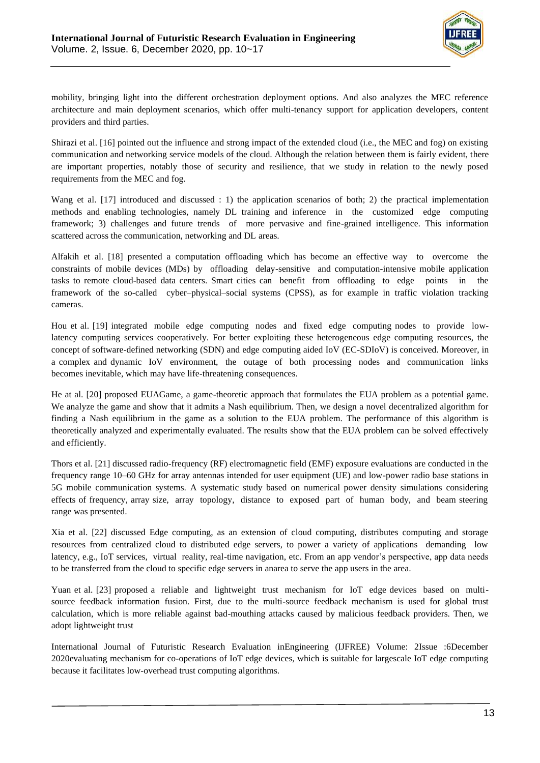mobility, bringing light into the different orchestration deployment options. And also analyzes the MEC reference architecture and main deployment scenarios, which offer multi-tenancy support for application developers, content providers and third parties.

Shirazi et al. [16] pointed out the influence and strong impact of the extended cloud (i.e., the MEC and fog) on existing communication and networking service models of the cloud. Although the relation between them is fairly evident, there are important properties, notably those of security and resilience, that we study in relation to the newly posed requirements from the MEC and fog.

Wang et al. [17] introduced and discussed : 1) the application scenarios of both; 2) the practical implementation methods and enabling technologies, namely DL training and inference in the customized edge computing framework; 3) challenges and future trends of more pervasive and fine-grained intelligence. This information scattered across the communication, networking and DL areas.

Alfakih et al. [18] presented a computation offloading which has become an effective way to overcome the constraints of mobile devices (MDs) by offloading delay-sensitive and computation-intensive mobile application tasks to remote cloud-based data centers. Smart cities can benefit from offloading to edge points in the framework of the so-called cyber–physical–social systems (CPSS), as for example in traffic violation tracking cameras.

Hou et al. [19] integrated mobile edge computing nodes and fixed edge computing nodes to provide low-latency computing services cooperatively. For better exploiting these heterogeneous edge computing resources, the concept of software-defined networking (SDN) and edge computing aided IoV (EC-SDIoV) is conceived. Moreover, in a complex and dynamic IoV environment, the outage of both processing nodes and communication links becomes inevitable, which may have life-threatening consequences.

He at al. [20] proposed EUAGame, a game-theoretic approach that formulates the EUA problem as a potential game. We analyze the game and show that it admits a Nash equilibrium. Then, we design a novel decentralized algorithm for finding a Nash equilibrium in the game as a solution to the EUA problem. The performance of this algorithm is theoretically analyzed and experimentally evaluated. The results show that the EUA problem can be solved effectively and efficiently.

Thors et al. [21] discussed radio-frequency (RF) electromagnetic field (EMF) exposure evaluations are conducted in the frequency range 10–60 GHz for array antennas intended for user equipment (UE) and low-power radio base stations in 5G mobile communication systems. A systematic study based on numerical power density simulations considering effects of frequency, array size, array topology, distance to exposed part of human body, and beam steering range was presented.

Xia et al. [22] discussed Edge computing, as an extension of cloud computing, distributes computing and storage resources from centralized cloud to distributed edge servers, to power a variety of applications demanding low latency, e.g., IoT services, virtual reality, real-time navigation, etc. From an app vendor's perspective, app data needs to be transferred from the cloud to specific edge servers in anarea to serve the app users in the area.

Yuan et al. [23] proposed a reliable and lightweight trust mechanism for IoT edge devices based on multi-source feedback information fusion. First, due to the multi-source feedback mechanism is used for global trust calculation, which is more reliable against bad-mouthing attacks caused by malicious feedback providers. Then, we adopt lightweight trust

International Journal of Futuristic Research Evaluation inEngineering (IJFREE) Volume: 2Issue :6December 2020evaluating mechanism for co-operations of IoT edge devices, which is suitable for largescale IoT edge computing because it facilitates low-overhead trust computing algorithms.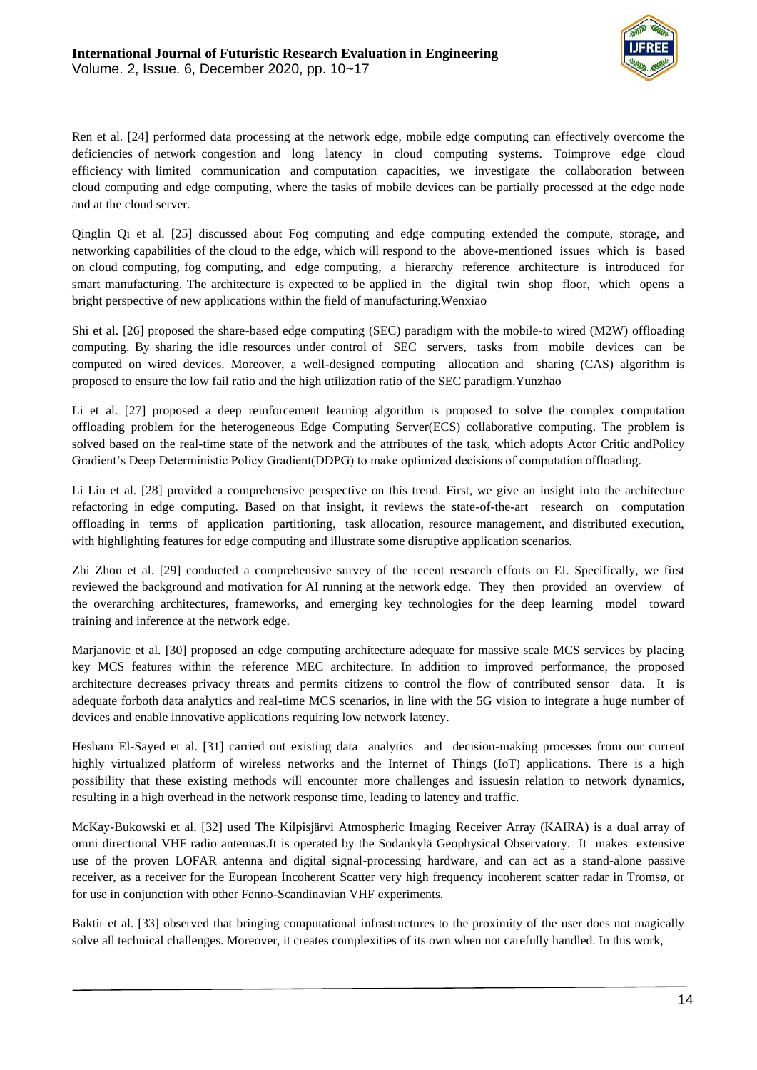Ren et al. [24] performed data processing at the network edge, mobile edge computing can effectively overcome the deficiencies of network congestion and long latency in cloud computing systems. Toimprove edge cloud efficiency with limited communication and computation capacities, we investigate the collaboration between cloud computing and edge computing, where the tasks of mobile devices can be partially processed at the edge node and at the cloud server.

Qinglin Qi et al. [25] discussed about Fog computing and edge computing extended the compute, storage, and networking capabilities of the cloud to the edge, which will respond to the above-mentioned issues which is based on cloud computing, fog computing, and edge computing, a hierarchy reference architecture is introduced for smart manufacturing. The architecture is expected to be applied in the digital twin shop floor, which opens a bright perspective of new applications within the field of manufacturing.Wenxiao

Shi et al. [26] proposed the share-based edge computing (SEC) paradigm with the mobile-to wired (M2W) offloading computing. By sharing the idle resources under control of SEC servers, tasks from mobile devices can be computed on wired devices. Moreover, a well-designed computing allocation and sharing (CAS) algorithm is proposed to ensure the low fail ratio and the high utilization ratio of the SEC paradigm.Yunzhao

Li et al. [27] proposed a deep reinforcement learning algorithm is proposed to solve the complex computation offloading problem for the heterogeneous Edge Computing Server(ECS) collaborative computing. The problem is solved based on the real-time state of the network and the attributes of the task, which adopts Actor Critic andPolicy Gradient's Deep Deterministic Policy Gradient(DDPG) to make optimized decisions of computation offloading.

Li Lin et al. [28] provided a comprehensive perspective on this trend. First, we give an insight into the architecture refactoring in edge computing. Based on that insight, it reviews the state-of-the-art research on computation offloading in terms of application partitioning, task allocation, resource management, and distributed execution, with highlighting features for edge computing and illustrate some disruptive application scenarios.

Zhi Zhou et al. [29] conducted a comprehensive survey of the recent research efforts on EI. Specifically, we first reviewed the background and motivation for AI running at the network edge. They then provided an overview of the overarching architectures, frameworks, and emerging key technologies for the deep learning model toward training and inference at the network edge.

Marjanovic et al. [30] proposed an edge computing architecture adequate for massive scale MCS services by placing key MCS features within the reference MEC architecture. In addition to improved performance, the proposed architecture decreases privacy threats and permits citizens to control the flow of contributed sensor data. It is adequate forboth data analytics and real-time MCS scenarios, in line with the 5G vision to integrate a huge number of devices and enable innovative applications requiring low network latency.

Hesham El-Sayed et al. [31] carried out existing data analytics and decision-making processes from our current highly virtualized platform of wireless networks and the Internet of Things (IoT) applications. There is a high possibility that these existing methods will encounter more challenges and issuesin relation to network dynamics, resulting in a high overhead in the network response time, leading to latency and traffic.

McKay-Bukowski et al. [32] used The Kilpisjärvi Atmospheric Imaging Receiver Array (KAIRA) is a dual array of omni directional VHF radio antennas.It is operated by the Sodankylä Geophysical Observatory. It makes extensive use of the proven LOFAR antenna and digital signal-processing hardware, and can act as a stand-alone passive receiver, as a receiver for the European Incoherent Scatter very high frequency incoherent scatter radar in Tromsø, or for use in conjunction with other Fenno-Scandinavian VHF experiments.

Baktir et al. [33] observed that bringing computational infrastructures to the proximity of the user does not magically solve all technical challenges. Moreover, it creates complexities of its own when not carefully handled. In this work,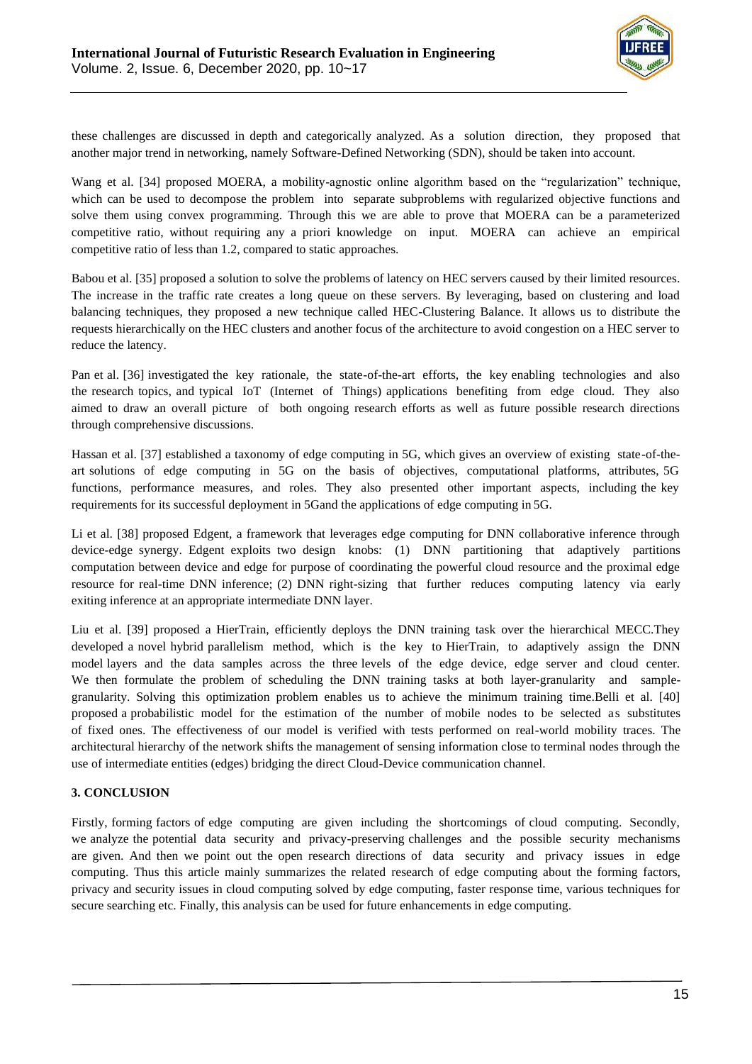these challenges are discussed in depth and categorically analyzed. As a solution direction, they proposed that another major trend in networking, namely Software-Defined Networking (SDN), should be taken into account.

Wang et al. [34] proposed MOERA, a mobility-agnostic online algorithm based on the "regularization" technique, which can be used to decompose the problem into separate subproblems with regularized objective functions and solve them using convex programming. Through this we are able to prove that MOERA can be a parameterized competitive ratio, without requiring any a priori knowledge on input. MOERA can achieve an empirical competitive ratio of less than 1.2, compared to static approaches.

Babou et al. [35] proposed a solution to solve the problems of latency on HEC servers caused by their limited resources. The increase in the traffic rate creates a long queue on these servers. By leveraging, based on clustering and load balancing techniques, they proposed a new technique called HEC-Clustering Balance. It allows us to distribute the requests hierarchically on the HEC clusters and another focus of the architecture to avoid congestion on a HEC server to reduce the latency.

Pan et al. [36] investigated the key rationale, the state-of-the-art efforts, the key enabling technologies and also the research topics, and typical IoT (Internet of Things) applications benefiting from edge cloud. They also aimed to draw an overall picture of both ongoing research efforts as well as future possible research directions through comprehensive discussions.

Hassan et al. [37] established a taxonomy of edge computing in 5G, which gives an overview of existing state-of-the-art solutions of edge computing in 5G on the basis of objectives, computational platforms, attributes, 5G functions, performance measures, and roles. They also presented other important aspects, including the key requirements for its successful deployment in 5Gand the applications of edge computing in 5G.

Li et al. [38] proposed Edgent, a framework that leverages edge computing for DNN collaborative inference through device-edge synergy. Edgent exploits two design knobs: (1) DNN partitioning that adaptively partitions computation between device and edge for purpose of coordinating the powerful cloud resource and the proximal edge resource for real-time DNN inference; (2) DNN right-sizing that further reduces computing latency via early exiting inference at an appropriate intermediate DNN layer.

Liu et al. [39] proposed a HierTrain, efficiently deploys the DNN training task over the hierarchical MECC.They developed a novel hybrid parallelism method, which is the key to HierTrain, to adaptively assign the DNN model layers and the data samples across the three levels of the edge device, edge server and cloud center. We then formulate the problem of scheduling the DNN training tasks at both layer-granularity and sample-granularity. Solving this optimization problem enables us to achieve the minimum training time.Belli et al. [40] proposed a probabilistic model for the estimation of the number of mobile nodes to be selected as substitutes of fixed ones. The effectiveness of our model is verified with tests performed on real-world mobility traces. The architectural hierarchy of the network shifts the management of sensing information close to terminal nodes through the use of intermediate entities (edges) bridging the direct Cloud-Device communication channel.

## 3. CONCLUSION

Firstly, forming factors of edge computing are given including the shortcomings of cloud computing. Secondly, we analyze the potential data security and privacy-preserving challenges and the possible security mechanisms are given. And then we point out the open research directions of data security and privacy issues in edge computing. Thus this article mainly summarizes the related research of edge computing about the forming factors, privacy and security issues in cloud computing solved by edge computing, faster response time, various techniques for secure searching etc. Finally, this analysis can be used for future enhancements in edge computing.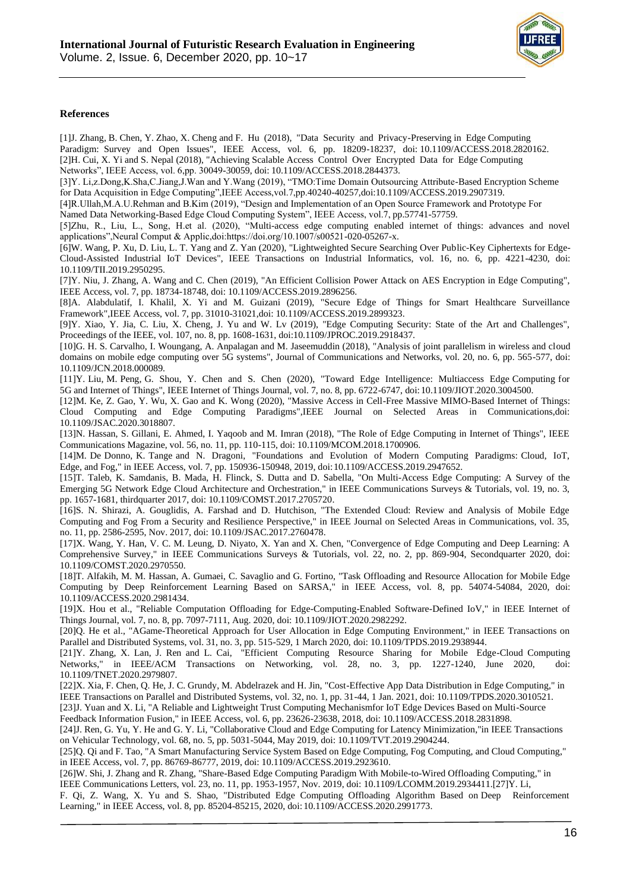## References

[1]J. Zhang, B. Chen, Y. Zhao, X. Cheng and F. Hu (2018), "Data Security and Privacy-Preserving in Edge Computing Paradigm: Survey and Open Issues", IEEE Access, vol. 6, pp. 18209-18237, doi: 10.1109/ACCESS.2018.2820162.

[2]H. Cui, X. Yi and S. Nepal (2018), "Achieving Scalable Access Control Over Encrypted Data for Edge Computing Networks", IEEE Access, vol. 6,pp. 30049-30059, doi: 10.1109/ACCESS.2018.2844373.

[3]Y. Li,z.Dong,K.Sha,C.Jiang,J.Wan and Y.Wang (2019), "TMO:Time Domain Outsourcing Attribute-Based Encryption Scheme for Data Acquisition in Edge Computing",IEEE Access,vol.7,pp.40240-40257,doi:10.1109/ACCESS.2019.2907319.

[4]R.Ullah,M.A.U.Rehman and B.Kim (2019), "Design and Implementation of an Open Source Framework and Prototype For Named Data Networking-Based Edge Cloud Computing System", IEEE Access, vol.7, pp.57741-57759.

[5]Zhu, R., Liu, L., Song, H.et al. (2020), "Multi-access edge computing enabled internet of things: advances and novel applications",Neural Comput & Applic,doi:https://doi.org/10.1007/s00521-020-05267-x.

[6]W. Wang, P. Xu, D. Liu, L. T. Yang and Z. Yan (2020), "Lightweighted Secure Searching Over Public-Key Ciphertexts for Edge-Cloud-Assisted Industrial IoT Devices", IEEE Transactions on Industrial Informatics, vol. 16, no. 6, pp. 4221-4230, doi: 10.1109/TII.2019.2950295.

[7]Y. Niu, J. Zhang, A. Wang and C. Chen (2019), "An Efficient Collision Power Attack on AES Encryption in Edge Computing", IEEE Access, vol. 7, pp. 18734-18748, doi: 10.1109/ACCESS.2019.2896256.

[8]A. Alabdulatif, I. Khalil, X. Yi and M. Guizani (2019), "Secure Edge of Things for Smart Healthcare Surveillance Framework",IEEE Access, vol. 7, pp. 31010-31021,doi: 10.1109/ACCESS.2019.2899323.

[9]Y. Xiao, Y. Jia, C. Liu, X. Cheng, J. Yu and W. Lv (2019), "Edge Computing Security: State of the Art and Challenges", Proceedings of the IEEE, vol. 107, no. 8, pp. 1608-1631, doi:10.1109/JPROC.2019.2918437.

[10]G. H. S. Carvalho, I. Woungang, A. Anpalagan and M. Jaseemuddin (2018), "Analysis of joint parallelism in wireless and cloud domains on mobile edge computing over 5G systems", Journal of Communications and Networks, vol. 20, no. 6, pp. 565-577, doi: 10.1109/JCN.2018.000089.

[11]Y. Liu, M. Peng, G. Shou, Y. Chen and S. Chen (2020), "Toward Edge Intelligence: Multiaccess Edge Computing for 5G and Internet of Things", IEEE Internet of Things Journal, vol. 7, no. 8, pp. 6722-6747, doi: 10.1109/JIOT.2020.3004500.

[12]M. Ke, Z. Gao, Y. Wu, X. Gao and K. Wong (2020), "Massive Access in Cell-Free Massive MIMO-Based Internet of Things: Cloud Computing and Edge Computing Paradigms",IEEE Journal on Selected Areas in Communications,doi: 10.1109/JSAC.2020.3018807.

[13]N. Hassan, S. Gillani, E. Ahmed, I. Yaqoob and M. Imran (2018), "The Role of Edge Computing in Internet of Things", IEEE Communications Magazine, vol. 56, no. 11, pp. 110-115, doi: 10.1109/MCOM.2018.1700906.

[14]M. De Donno, K. Tange and N. Dragoni, "Foundations and Evolution of Modern Computing Paradigms: Cloud, IoT, Edge, and Fog," in IEEE Access, vol. 7, pp. 150936-150948, 2019, doi:10.1109/ACCESS.2019.2947652.

[15]T. Taleb, K. Samdanis, B. Mada, H. Flinck, S. Dutta and D. Sabella, "On Multi-Access Edge Computing: A Survey of the Emerging 5G Network Edge Cloud Architecture and Orchestration," in IEEE Communications Surveys & Tutorials, vol. 19, no. 3, pp. 1657-1681, thirdquarter 2017, doi: 10.1109/COMST.2017.2705720.

[16]S. N. Shirazi, A. Gouglidis, A. Farshad and D. Hutchison, "The Extended Cloud: Review and Analysis of Mobile Edge Computing and Fog From a Security and Resilience Perspective," in IEEE Journal on Selected Areas in Communications, vol. 35, no. 11, pp. 2586-2595, Nov. 2017, doi: 10.1109/JSAC.2017.2760478.

[17]X. Wang, Y. Han, V. C. M. Leung, D. Niyato, X. Yan and X. Chen, "Convergence of Edge Computing and Deep Learning: A Comprehensive Survey," in IEEE Communications Surveys & Tutorials, vol. 22, no. 2, pp. 869-904, Secondquarter 2020, doi: 10.1109/COMST.2020.2970550.

[18]T. Alfakih, M. M. Hassan, A. Gumaei, C. Savaglio and G. Fortino, "Task Offloading and Resource Allocation for Mobile Edge Computing by Deep Reinforcement Learning Based on SARSA," in IEEE Access, vol. 8, pp. 54074-54084, 2020, doi: 10.1109/ACCESS.2020.2981434.

[19]X. Hou et al., "Reliable Computation Offloading for Edge-Computing-Enabled Software-Defined IoV," in IEEE Internet of Things Journal, vol. 7, no. 8, pp. 7097-7111, Aug. 2020, doi: 10.1109/JIOT.2020.2982292.

[20]Q. He et al., "AGame-Theoretical Approach for User Allocation in Edge Computing Environment," in IEEE Transactions on Parallel and Distributed Systems, vol. 31, no. 3, pp. 515-529, 1 March 2020, doi: 10.1109/TPDS.2019.2938944.

[21]Y. Zhang, X. Lan, J. Ren and L. Cai, "Efficient Computing Resource Sharing for Mobile Edge-Cloud Computing Networks," in IEEE/ACM Transactions on Networking, vol. 28, no. 3, pp. 1227-1240, June 2020, doi: 10.1109/TNET.2020.2979807.

[22]X. Xia, F. Chen, Q. He, J. C. Grundy, M. Abdelrazek and H. Jin, "Cost-Effective App Data Distribution in Edge Computing," in IEEE Transactions on Parallel and Distributed Systems, vol. 32, no. 1, pp. 31-44, 1 Jan. 2021, doi: 10.1109/TPDS.2020.3010521.

[23]J. Yuan and X. Li, "A Reliable and Lightweight Trust Computing Mechanismfor IoT Edge Devices Based on Multi-Source Feedback Information Fusion," in IEEE Access, vol. 6, pp. 23626-23638, 2018, doi: 10.1109/ACCESS.2018.2831898.

[24]J. Ren, G. Yu, Y. He and G. Y. Li, "Collaborative Cloud and Edge Computing for Latency Minimization,"in IEEE Transactions on Vehicular Technology, vol. 68, no. 5, pp. 5031-5044, May 2019, doi: 10.1109/TVT.2019.2904244.

[25]Q. Qi and F. Tao, "A Smart Manufacturing Service System Based on Edge Computing, Fog Computing, and Cloud Computing," in IEEE Access, vol. 7, pp. 86769-86777, 2019, doi: 10.1109/ACCESS.2019.2923610.

[26]W. Shi, J. Zhang and R. Zhang, "Share-Based Edge Computing Paradigm With Mobile-to-Wired Offloading Computing," in IEEE Communications Letters, vol. 23, no. 11, pp. 1953-1957, Nov. 2019, doi: 10.1109/LCOMM.2019.2934411.[27]Y. Li, F. Qi, Z. Wang, X. Yu and S. Shao, "Distributed Edge Computing Offloading Algorithm Based on Deep Reinforcement Learning," in IEEE Access, vol. 8, pp. 85204-85215, 2020, doi: 10.1109/ACCESS.2020.2991773.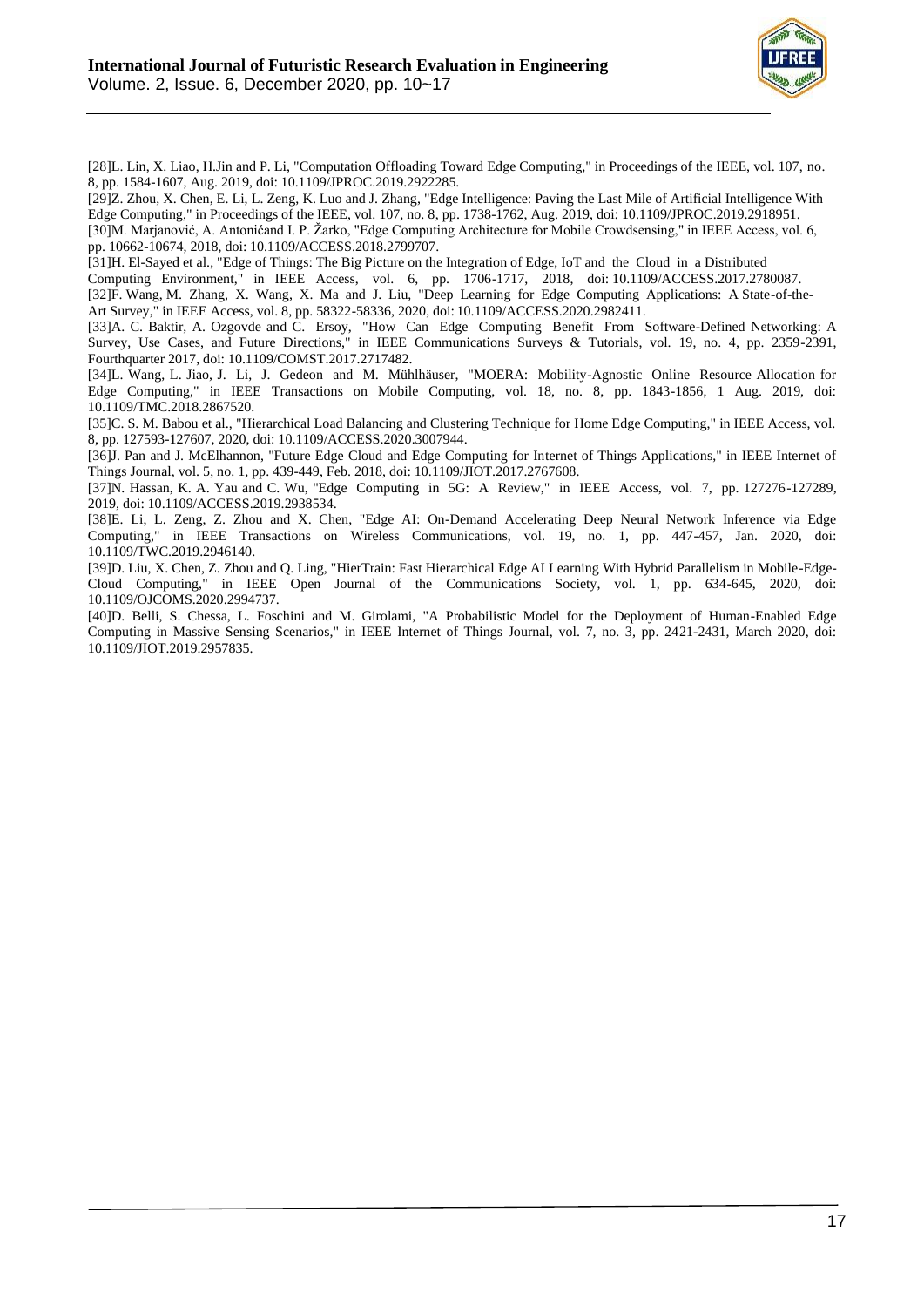[28]L. Lin, X. Liao, H.Jin and P. Li, "Computation Offloading Toward Edge Computing," in Proceedings of the IEEE, vol. 107, no. 8, pp. 1584-1607, Aug. 2019, doi: 10.1109/JPROC.2019.2922285.

[29]Z. Zhou, X. Chen, E. Li, L. Zeng, K. Luo and J. Zhang, "Edge Intelligence: Paving the Last Mile of Artificial Intelligence With Edge Computing," in Proceedings of the IEEE, vol. 107, no. 8, pp. 1738-1762, Aug. 2019, doi: 10.1109/JPROC.2019.2918951.

[30]M. Marjanović, A. Antonićand I. P. Žarko, "Edge Computing Architecture for Mobile Crowdsensing," in IEEE Access, vol. 6, pp. 10662-10674, 2018, doi: 10.1109/ACCESS.2018.2799707.

[31]H. El-Sayed et al., "Edge of Things: The Big Picture on the Integration of Edge, IoT and the Cloud in a Distributed Computing Environment," in IEEE Access, vol. 6, pp. 1706-1717, 2018, doi: 10.1109/ACCESS.2017.2780087.

[32]F. Wang, M. Zhang, X. Wang, X. Ma and J. Liu, "Deep Learning for Edge Computing Applications: A State-of-the-Art Survey," in IEEE Access, vol. 8, pp. 58322-58336, 2020, doi: 10.1109/ACCESS.2020.2982411.

[33]A. C. Baktir, A. Ozgovde and C. Ersoy, "How Can Edge Computing Benefit From Software-Defined Networking: A Survey, Use Cases, and Future Directions," in IEEE Communications Surveys & Tutorials, vol. 19, no. 4, pp. 2359-2391, Fourthquarter 2017, doi: 10.1109/COMST.2017.2717482.

[34]L. Wang, L. Jiao, J. Li, J. Gedeon and M. Mühlhäuser, "MOERA: Mobility-Agnostic Online Resource Allocation for Edge Computing," in IEEE Transactions on Mobile Computing, vol. 18, no. 8, pp. 1843-1856, 1 Aug. 2019, doi: 10.1109/TMC.2018.2867520.

[35]C. S. M. Babou et al., "Hierarchical Load Balancing and Clustering Technique for Home Edge Computing," in IEEE Access, vol. 8, pp. 127593-127607, 2020, doi: 10.1109/ACCESS.2020.3007944.

[36]J. Pan and J. McElhannon, "Future Edge Cloud and Edge Computing for Internet of Things Applications," in IEEE Internet of Things Journal, vol. 5, no. 1, pp. 439-449, Feb. 2018, doi: 10.1109/JIOT.2017.2767608.

[37]N. Hassan, K. A. Yau and C. Wu, "Edge Computing in 5G: A Review," in IEEE Access, vol. 7, pp. 127276-127289, 2019, doi: 10.1109/ACCESS.2019.2938534.

[38]E. Li, L. Zeng, Z. Zhou and X. Chen, "Edge AI: On-Demand Accelerating Deep Neural Network Inference via Edge Computing," in IEEE Transactions on Wireless Communications, vol. 19, no. 1, pp. 447-457, Jan. 2020, doi: 10.1109/TWC.2019.2946140.

[39]D. Liu, X. Chen, Z. Zhou and Q. Ling, "HierTrain: Fast Hierarchical Edge AI Learning With Hybrid Parallelism in Mobile-Edge-Cloud Computing," in IEEE Open Journal of the Communications Society, vol. 1, pp. 634-645, 2020, doi: 10.1109/OJCOMS.2020.2994737.

[40]D. Belli, S. Chessa, L. Foschini and M. Girolami, "A Probabilistic Model for the Deployment of Human-Enabled Edge Computing in Massive Sensing Scenarios," in IEEE Internet of Things Journal, vol. 7, no. 3, pp. 2421-2431, March 2020, doi: 10.1109/JIOT.2019.2957835.